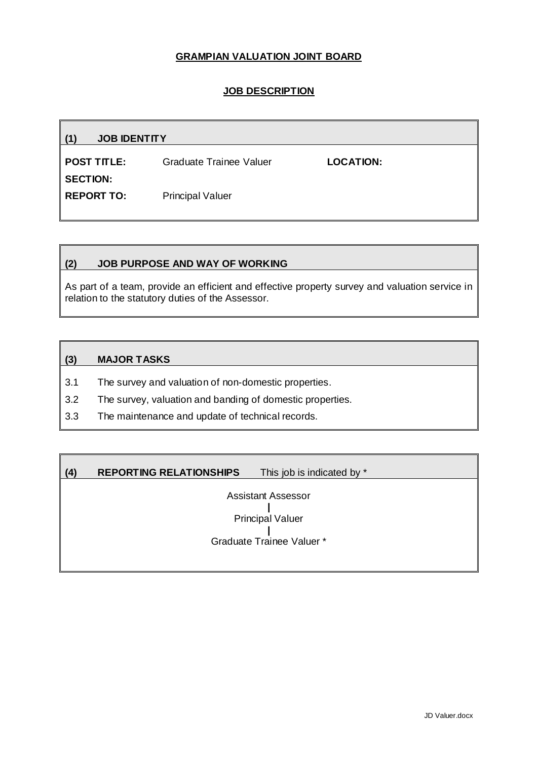# GRAMPIAN VALUATION JOINT BOARD

## JOB DESCRIPTION

### (1) JOB IDENTITY

**POST TITLE:** Graduate Trainee Valuer **LOCATION:**

**SECTION:**

**REPORT TO:** Principal Valuer

### (2) JOB PURPOSE AND WAY OF WORKING

As part of a team, provide an efficient and effective property survey and valuation service in relation to the statutory duties of the Assessor.

### (3) MAJOR TASKS

3.1 The survey and valuation of non-domestic properties.

3.2 The survey, valuation and banding of domestic properties.

3.3 The maintenance and update of technical records.

### (4) REPORTING RELATIONSHIPS This job is indicated by *

Assistant Assessor
|
Principal Valuer
|
Graduate Trainee Valuer *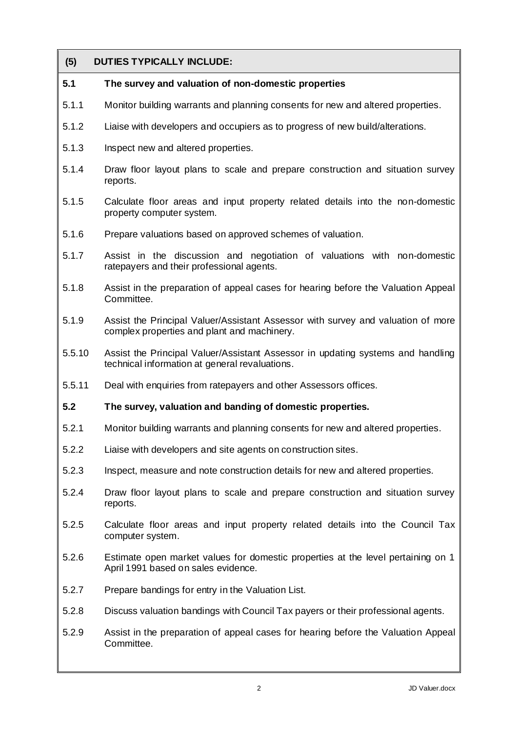## (5) DUTIES TYPICALLY INCLUDE:

### 5.1 The survey and valuation of non-domestic properties

5.1.1 Monitor building warrants and planning consents for new and altered properties.

5.1.2 Liaise with developers and occupiers as to progress of new build/alterations.

5.1.3 Inspect new and altered properties.

5.1.4 Draw floor layout plans to scale and prepare construction and situation survey reports.

5.1.5 Calculate floor areas and input property related details into the non-domestic property computer system.

5.1.6 Prepare valuations based on approved schemes of valuation.

5.1.7 Assist in the discussion and negotiation of valuations with non-domestic ratepayers and their professional agents.

5.1.8 Assist in the preparation of appeal cases for hearing before the Valuation Appeal Committee.

5.1.9 Assist the Principal Valuer/Assistant Assessor with survey and valuation of more complex properties and plant and machinery.

5.5.10 Assist the Principal Valuer/Assistant Assessor in updating systems and handling technical information at general revaluations.

5.5.11 Deal with enquiries from ratepayers and other Assessors offices.

### 5.2 The survey, valuation and banding of domestic properties.

5.2.1 Monitor building warrants and planning consents for new and altered properties.

5.2.2 Liaise with developers and site agents on construction sites.

5.2.3 Inspect, measure and note construction details for new and altered properties.

5.2.4 Draw floor layout plans to scale and prepare construction and situation survey reports.

5.2.5 Calculate floor areas and input property related details into the Council Tax computer system.

5.2.6 Estimate open market values for domestic properties at the level pertaining on 1 April 1991 based on sales evidence.

5.2.7 Prepare bandings for entry in the Valuation List.

5.2.8 Discuss valuation bandings with Council Tax payers or their professional agents.

5.2.9 Assist in the preparation of appeal cases for hearing before the Valuation Appeal Committee.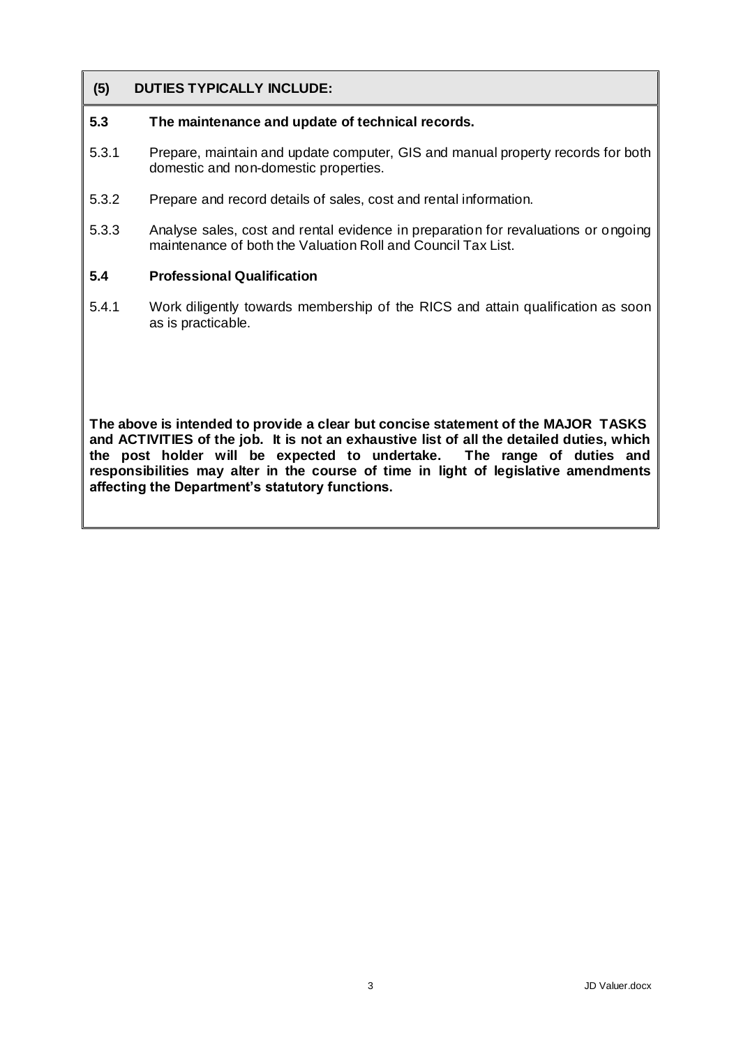## (5) DUTIES TYPICALLY INCLUDE:

### 5.3 The maintenance and update of technical records.

5.3.1 Prepare, maintain and update computer, GIS and manual property records for both domestic and non-domestic properties.

5.3.2 Prepare and record details of sales, cost and rental information.

5.3.3 Analyse sales, cost and rental evidence in preparation for revaluations or ongoing maintenance of both the Valuation Roll and Council Tax List.

### 5.4 Professional Qualification

5.4.1 Work diligently towards membership of the RICS and attain qualification as soon as is practicable.

**The above is intended to provide a clear but concise statement of the MAJOR TASKS and ACTIVITIES of the job. It is not an exhaustive list of all the detailed duties, which the post holder will be expected to undertake. The range of duties and responsibilities may alter in the course of time in light of legislative amendments affecting the Department's statutory functions.**